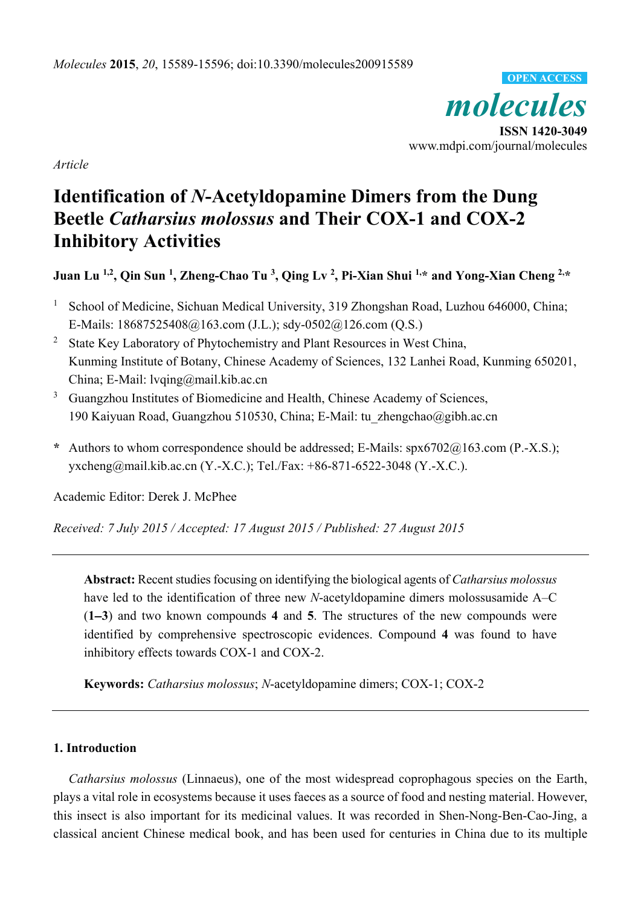*Molecules* **2015**, *20*, 15589-15596; doi:10.3390/molecules200915589

OPEN ACCESS

*molecules*

**ISSN 1420-3049**

www.mdpi.com/journal/molecules

*Article*

# Identification of *N*-Acetyldopamine Dimers from the Dung Beetle *Catharsius molossus* and Their COX-1 and COX-2 Inhibitory Activities

**Juan Lu [1,2], Qin Sun [1], Zheng-Chao Tu [3], Qing Lv [2], Pi-Xian Shui [1,*] and Yong-Xian Cheng [2,*]**

[1] School of Medicine, Sichuan Medical University, 319 Zhongshan Road, Luzhou 646000, China; E-Mails: 18687525408@163.com (J.L.); sdy-0502@126.com (Q.S.)

[2] State Key Laboratory of Phytochemistry and Plant Resources in West China, Kunming Institute of Botany, Chinese Academy of Sciences, 132 Lanhei Road, Kunming 650201, China; E-Mail: lvqing@mail.kib.ac.cn

[3] Guangzhou Institutes of Biomedicine and Health, Chinese Academy of Sciences, 190 Kaiyuan Road, Guangzhou 510530, China; E-Mail: tu_zhengchao@gibh.ac.cn

**\*** Authors to whom correspondence should be addressed; E-Mails: spx6702@163.com (P.-X.S.); yxcheng@mail.kib.ac.cn (Y.-X.C.); Tel./Fax: +86-871-6522-3048 (Y.-X.C.).

Academic Editor: Derek J. McPhee

*Received: 7 July 2015 / Accepted: 17 August 2015 / Published: 27 August 2015*

---

**Abstract:** Recent studies focusing on identifying the biological agents of *Catharsius molossus* have led to the identification of three new *N*-acetyldopamine dimers molossusamide A–C (**1–3**) and two known compounds **4** and **5**. The structures of the new compounds were identified by comprehensive spectroscopic evidences. Compound **4** was found to have inhibitory effects towards COX-1 and COX-2.

**Keywords:** *Catharsius molossus*; *N*-acetyldopamine dimers; COX-1; COX-2

---

## 1. Introduction

*Catharsius molossus* (Linnaeus), one of the most widespread coprophagous species on the Earth, plays a vital role in ecosystems because it uses faeces as a source of food and nesting material. However, this insect is also important for its medicinal values. It was recorded in Shen-Nong-Ben-Cao-Jing, a classical ancient Chinese medical book, and has been used for centuries in China due to its multiple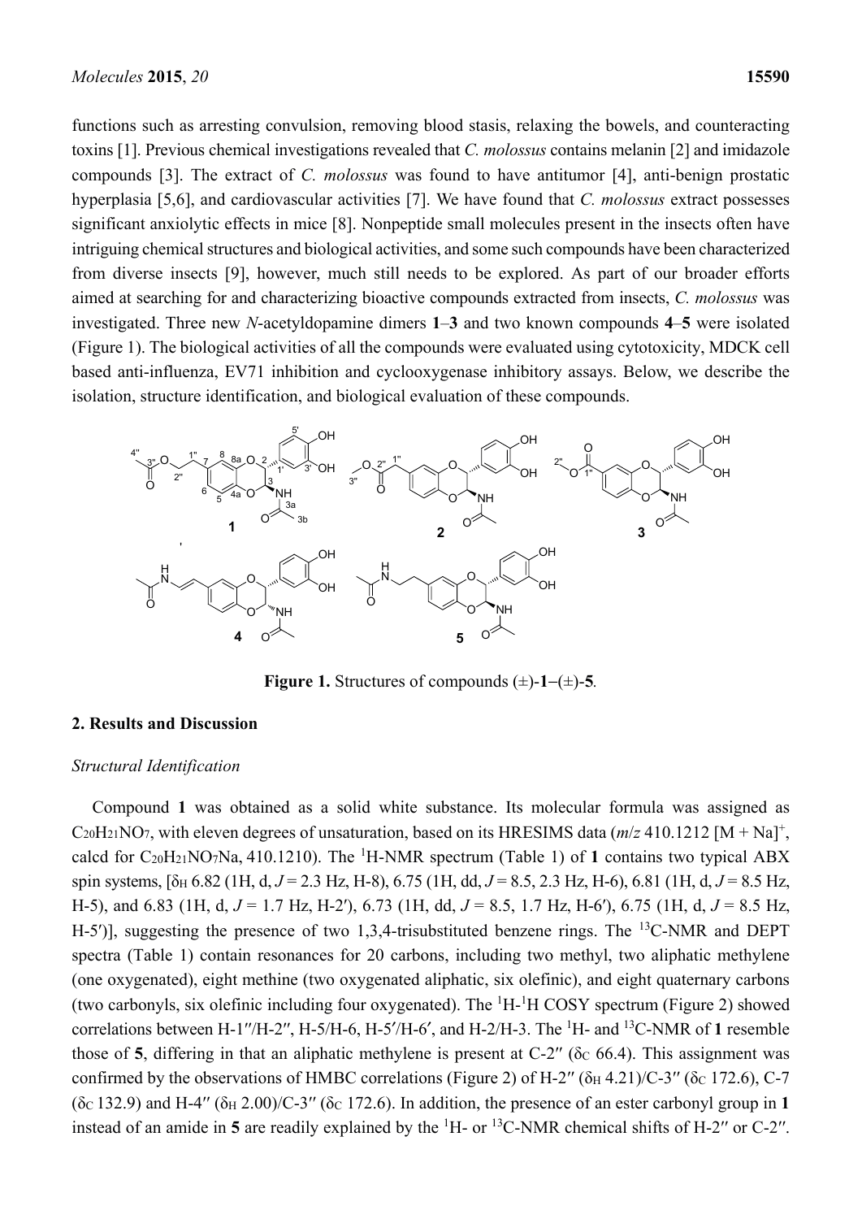functions such as arresting convulsion, removing blood stasis, relaxing the bowels, and counteracting toxins [1]. Previous chemical investigations revealed that *C. molossus* contains melanin [2] and imidazole compounds [3]. The extract of *C. molossus* was found to have antitumor [4], anti-benign prostatic hyperplasia [5,6], and cardiovascular activities [7]. We have found that *C. molossus* extract possesses significant anxiolytic effects in mice [8]. Nonpeptide small molecules present in the insects often have intriguing chemical structures and biological activities, and some such compounds have been characterized from diverse insects [9], however, much still needs to be explored. As part of our broader efforts aimed at searching for and characterizing bioactive compounds extracted from insects, *C. molossus* was investigated. Three new *N*-acetyldopamine dimers **1**–**3** and two known compounds **4**–**5** were isolated (Figure 1). The biological activities of all the compounds were evaluated using cytotoxicity, MDCK cell based anti-influenza, EV71 inhibition and cyclooxygenase inhibitory assays. Below, we describe the isolation, structure identification, and biological evaluation of these compounds.

**Figure 1.** Structures of compounds (±)-**1**–(±)-**5**.

## 2. Results and Discussion

### *Structural Identification*

Compound **1** was obtained as a solid white substance. Its molecular formula was assigned as $C_{20}H_{21}NO_7$, with eleven degrees of unsaturation, based on its HRESIMS data (*m/z* 410.1212 $[M + Na]^+$, calcd for $C_{20}H_{21}NO_7Na$, 410.1210). The $^1$H-NMR spectrum (Table 1) of **1** contains two typical ABX spin systems, [$\delta_H$ 6.82 (1H, d, $J$ = 2.3 Hz, H-8), 6.75 (1H, dd, $J$ = 8.5, 2.3 Hz, H-6), 6.81 (1H, d, $J$ = 8.5 Hz, H-5), and 6.83 (1H, d, $J$ = 1.7 Hz, H-2′), 6.73 (1H, dd, $J$ = 8.5, 1.7 Hz, H-6′), 6.75 (1H, d, $J$ = 8.5 Hz, H-5′)], suggesting the presence of two 1,3,4-trisubstituted benzene rings. The $^{13}$C-NMR and DEPT spectra (Table 1) contain resonances for 20 carbons, including two methyl, two aliphatic methylene (one oxygenated), eight methine (two oxygenated aliphatic, six olefinic), and eight quaternary carbons (two carbonyls, six olefinic including four oxygenated). The $^1$H-$^1$H COSY spectrum (Figure 2) showed correlations between H-1″/H-2″, H-5/H-6, H-5′/H-6′, and H-2/H-3. The $^1$H- and $^{13}$C-NMR of **1** resemble those of **5**, differing in that an aliphatic methylene is present at C-2″ ($\delta_C$ 66.4). This assignment was confirmed by the observations of HMBC correlations (Figure 2) of H-2″ ($\delta_H$ 4.21)/C-3″ ($\delta_C$ 172.6), C-7 ($\delta_C$ 132.9) and H-4″ ($\delta_H$ 2.00)/C-3″ ($\delta_C$ 172.6). In addition, the presence of an ester carbonyl group in **1** instead of an amide in **5** are readily explained by the $^1$H- or $^{13}$C-NMR chemical shifts of H-2″ or C-2″.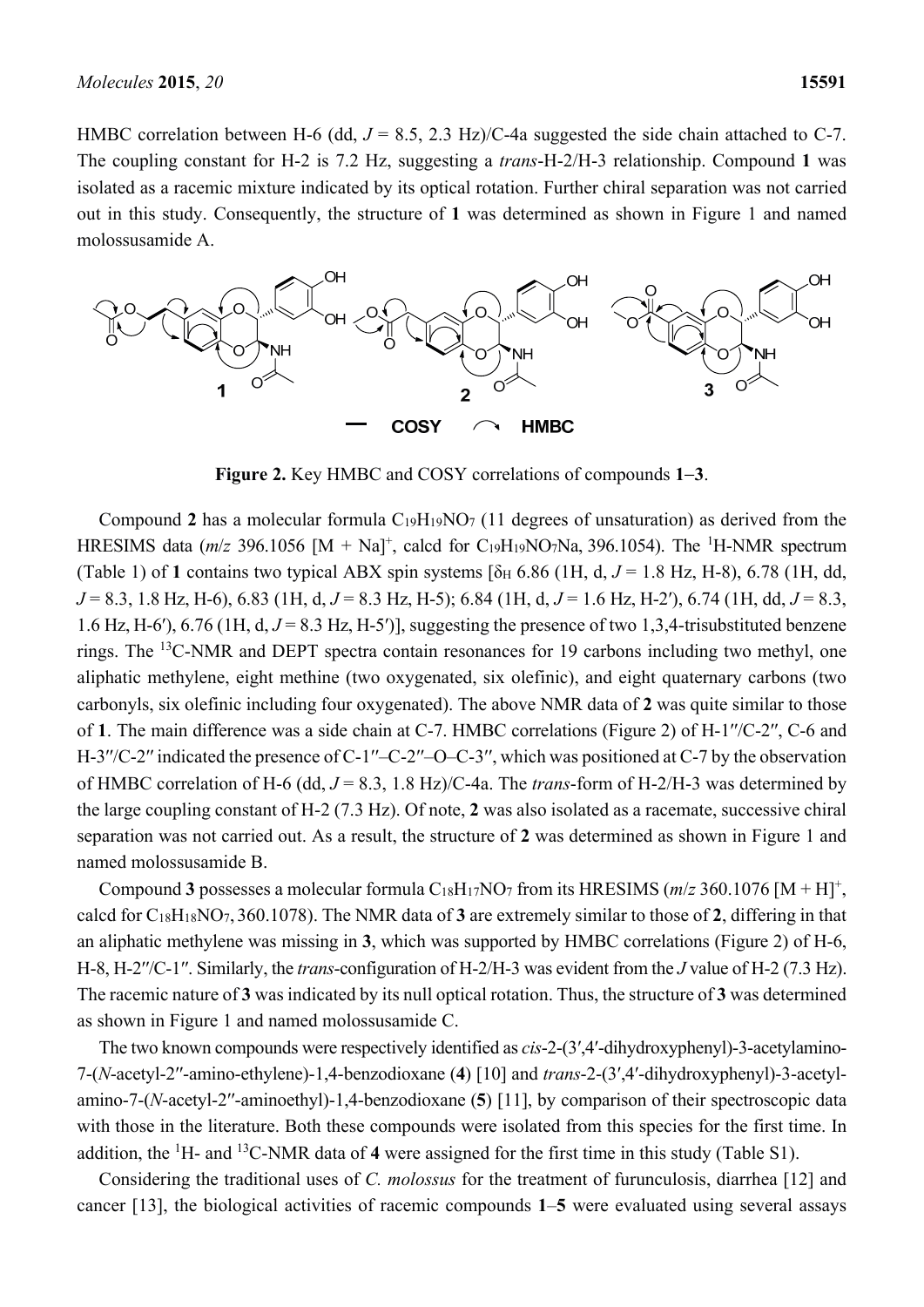HMBC correlation between H-6 (dd, $J$ = 8.5, 2.3 Hz)/C-4a suggested the side chain attached to C-7. The coupling constant for H-2 is 7.2 Hz, suggesting a *trans*-H-2/H-3 relationship. Compound **1** was isolated as a racemic mixture indicated by its optical rotation. Further chiral separation was not carried out in this study. Consequently, the structure of **1** was determined as shown in Figure 1 and named molossusamide A.

**Figure 2.** Key HMBC and COSY correlations of compounds **1**–**3**.

Compound **2** has a molecular formula $C_{19}H_{19}NO_7$ (11 degrees of unsaturation) as derived from the HRESIMS data ($m/z$ 396.1056 $[M + Na]^+$, calcd for $C_{19}H_{19}NO_7Na$, 396.1054). The $^1$H-NMR spectrum (Table 1) of **1** contains two typical ABX spin systems [$\delta_H$ 6.86 (1H, d, $J$ = 1.8 Hz, H-8), 6.78 (1H, dd, $J$ = 8.3, 1.8 Hz, H-6), 6.83 (1H, d, $J$ = 8.3 Hz, H-5); 6.84 (1H, d, $J$ = 1.6 Hz, H-2′), 6.74 (1H, dd, $J$ = 8.3, 1.6 Hz, H-6′), 6.76 (1H, d, $J$ = 8.3 Hz, H-5′)], suggesting the presence of two 1,3,4-trisubstituted benzene rings. The $^{13}$C-NMR and DEPT spectra contain resonances for 19 carbons including two methyl, one aliphatic methylene, eight methine (two oxygenated, six olefinic), and eight quaternary carbons (two carbonyls, six olefinic including four oxygenated). The above NMR data of **2** was quite similar to those of **1**. The main difference was a side chain at C-7. HMBC correlations (Figure 2) of H-1″/C-2″, C-6 and H-3″/C-2″ indicated the presence of C-1″–C-2″–O–C-3″, which was positioned at C-7 by the observation of HMBC correlation of H-6 (dd, $J$ = 8.3, 1.8 Hz)/C-4a. The *trans*-form of H-2/H-3 was determined by the large coupling constant of H-2 (7.3 Hz). Of note, **2** was also isolated as a racemate, successive chiral separation was not carried out. As a result, the structure of **2** was determined as shown in Figure 1 and named molossusamide B.

Compound **3** possesses a molecular formula $C_{18}H_{17}NO_7$ from its HRESIMS ($m/z$ 360.1076 $[M + H]^+$, calcd for $C_{18}H_{18}NO_7$, 360.1078). The NMR data of **3** are extremely similar to those of **2**, differing in that an aliphatic methylene was missing in **3**, which was supported by HMBC correlations (Figure 2) of H-6, H-8, H-2″/C-1″. Similarly, the *trans*-configuration of H-2/H-3 was evident from the $J$ value of H-2 (7.3 Hz). The racemic nature of **3** was indicated by its null optical rotation. Thus, the structure of **3** was determined as shown in Figure 1 and named molossusamide C.

The two known compounds were respectively identified as *cis*-2-(3′,4′-dihydroxyphenyl)-3-acetylamino-7-(*N*-acetyl-2″-amino-ethylene)-1,4-benzodioxane (**4**) [10] and *trans*-2-(3′,4′-dihydroxyphenyl)-3-acetylamino-7-(*N*-acetyl-2″-aminoethyl)-1,4-benzodioxane (**5**) [11], by comparison of their spectroscopic data with those in the literature. Both these compounds were isolated from this species for the first time. In addition, the $^1$H- and $^{13}$C-NMR data of **4** were assigned for the first time in this study (Table S1).

Considering the traditional uses of *C. molossus* for the treatment of furunculosis, diarrhea [12] and cancer [13], the biological activities of racemic compounds **1**–**5** were evaluated using several assays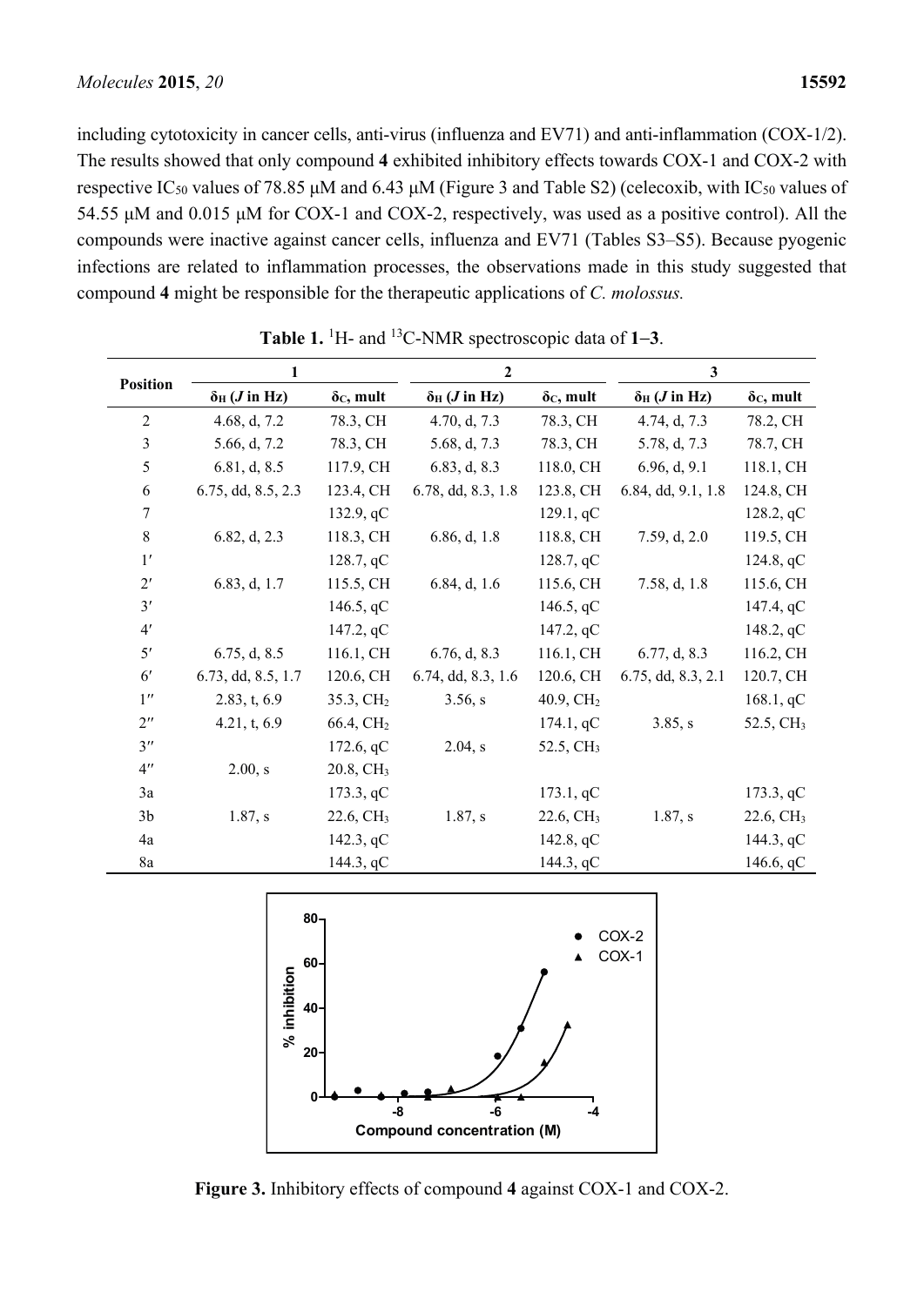including cytotoxicity in cancer cells, anti-virus (influenza and EV71) and anti-inflammation (COX-1/2). The results showed that only compound **4** exhibited inhibitory effects towards COX-1 and COX-2 with respective $IC_{50}$ values of 78.85 μM and 6.43 μM (Figure 3 and Table S2) (celecoxib, with $IC_{50}$ values of 54.55 μM and 0.015 μM for COX-1 and COX-2, respectively, was used as a positive control). All the compounds were inactive against cancer cells, influenza and EV71 (Tables S3–S5). Because pyogenic infections are related to inflammation processes, the observations made in this study suggested that compound **4** might be responsible for the therapeutic applications of *C. molossus.*

**Table 1.** $^{1}H$- and $^{13}C$-NMR spectroscopic data of **1**–**3**.

| Position | **1** | | **2** | | **3** | |
|---|---|---|---|---|---|---|
| | $\delta_H$ (*J* in Hz) | $\delta_C$, mult | $\delta_H$ (*J* in Hz) | $\delta_C$, mult | $\delta_H$ (*J* in Hz) | $\delta_C$, mult |
| 2 | 4.68, d, 7.2 | 78.3, CH | 4.70, d, 7.3 | 78.3, CH | 4.74, d, 7.3 | 78.2, CH |
| 3 | 5.66, d, 7.2 | 78.3, CH | 5.68, d, 7.3 | 78.3, CH | 5.78, d, 7.3 | 78.7, CH |
| 5 | 6.81, d, 8.5 | 117.9, CH | 6.83, d, 8.3 | 118.0, CH | 6.96, d, 9.1 | 118.1, CH |
| 6 | 6.75, dd, 8.5, 2.3 | 123.4, CH | 6.78, dd, 8.3, 1.8 | 123.8, CH | 6.84, dd, 9.1, 1.8 | 124.8, CH |
| 7 | | 132.9, qC | | 129.1, qC | | 128.2, qC |
| 8 | 6.82, d, 2.3 | 118.3, CH | 6.86, d, 1.8 | 118.8, CH | 7.59, d, 2.0 | 119.5, CH |
| 1′ | | 128.7, qC | | 128.7, qC | | 124.8, qC |
| 2′ | 6.83, d, 1.7 | 115.5, CH | 6.84, d, 1.6 | 115.6, CH | 7.58, d, 1.8 | 115.6, CH |
| 3′ | | 146.5, qC | | 146.5, qC | | 147.4, qC |
| 4′ | | 147.2, qC | | 147.2, qC | | 148.2, qC |
| 5′ | 6.75, d, 8.5 | 116.1, CH | 6.76, d, 8.3 | 116.1, CH | 6.77, d, 8.3 | 116.2, CH |
| 6′ | 6.73, dd, 8.5, 1.7 | 120.6, CH | 6.74, dd, 8.3, 1.6 | 120.6, CH | 6.75, dd, 8.3, 2.1 | 120.7, CH |
| 1″ | 2.83, t, 6.9 | 35.3, $CH_2$ | 3.56, s | 40.9, $CH_2$ | | 168.1, qC |
| 2″ | 4.21, t, 6.9 | 66.4, $CH_2$ | | 174.1, qC | 3.85, s | 52.5, $CH_3$ |
| 3″ | | 172.6, qC | 2.04, s | 52.5, $CH_3$ | | |
| 4″ | 2.00, s | 20.8, $CH_3$ | | | | |
| 3a | | 173.3, qC | | 173.1, qC | | 173.3, qC |
| 3b | 1.87, s | 22.6, $CH_3$ | 1.87, s | 22.6, $CH_3$ | 1.87, s | 22.6, $CH_3$ |
| 4a | | 142.3, qC | | 142.8, qC | | 144.3, qC |
| 8a | | 144.3, qC | | 144.3, qC | | 146.6, qC |

**Figure 3.** Inhibitory effects of compound **4** against COX-1 and COX-2.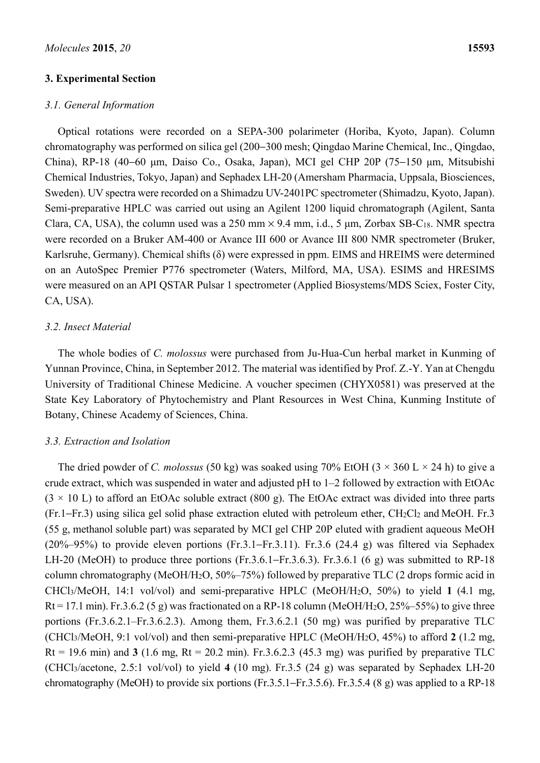## 3. Experimental Section

### 3.1. General Information

Optical rotations were recorded on a SEPA-300 polarimeter (Horiba, Kyoto, Japan). Column chromatography was performed on silica gel (200–300 mesh; Qingdao Marine Chemical, Inc., Qingdao, China), RP-18 (40–60 μm, Daiso Co., Osaka, Japan), MCI gel CHP 20P (75–150 μm, Mitsubishi Chemical Industries, Tokyo, Japan) and Sephadex LH-20 (Amersham Pharmacia, Uppsala, Biosciences, Sweden). UV spectra were recorded on a Shimadzu UV-2401PC spectrometer (Shimadzu, Kyoto, Japan). Semi-preparative HPLC was carried out using an Agilent 1200 liquid chromatograph (Agilent, Santa Clara, CA, USA), the column used was a 250 mm × 9.4 mm, i.d., 5 μm, Zorbax SB-$C_{18}$. NMR spectra were recorded on a Bruker AM-400 or Avance III 600 or Avance III 800 NMR spectrometer (Bruker, Karlsruhe, Germany). Chemical shifts (δ) were expressed in ppm. EIMS and HREIMS were determined on an AutoSpec Premier P776 spectrometer (Waters, Milford, MA, USA). ESIMS and HRESIMS were measured on an API QSTAR Pulsar 1 spectrometer (Applied Biosystems/MDS Sciex, Foster City, CA, USA).

### 3.2. Insect Material

The whole bodies of *C. molossus* were purchased from Ju-Hua-Cun herbal market in Kunming of Yunnan Province, China, in September 2012. The material was identified by Prof. Z.-Y. Yan at Chengdu University of Traditional Chinese Medicine. A voucher specimen (CHYX0581) was preserved at the State Key Laboratory of Phytochemistry and Plant Resources in West China, Kunming Institute of Botany, Chinese Academy of Sciences, China.

### 3.3. Extraction and Isolation

The dried powder of *C. molossus* (50 kg) was soaked using 70% EtOH (3 × 360 L × 24 h) to give a crude extract, which was suspended in water and adjusted pH to 1–2 followed by extraction with EtOAc (3 × 10 L) to afford an EtOAc soluble extract (800 g). The EtOAc extract was divided into three parts (Fr.1–Fr.3) using silica gel solid phase extraction eluted with petroleum ether, $CH_2Cl_2$ and MeOH. Fr.3 (55 g, methanol soluble part) was separated by MCI gel CHP 20P eluted with gradient aqueous MeOH (20%–95%) to provide eleven portions (Fr.3.1–Fr.3.11). Fr.3.6 (24.4 g) was filtered via Sephadex LH-20 (MeOH) to produce three portions (Fr.3.6.1–Fr.3.6.3). Fr.3.6.1 (6 g) was submitted to RP-18 column chromatography (MeOH/$H_2O$, 50%–75%) followed by preparative TLC (2 drops formic acid in $CHCl_3$/MeOH, 14:1 vol/vol) and semi-preparative HPLC (MeOH/$H_2O$, 50%) to yield **1** (4.1 mg, Rt = 17.1 min). Fr.3.6.2 (5 g) was fractionated on a RP-18 column (MeOH/$H_2O$, 25%–55%) to give three portions (Fr.3.6.2.1–Fr.3.6.2.3). Among them, Fr.3.6.2.1 (50 mg) was purified by preparative TLC ($CHCl_3$/MeOH, 9:1 vol/vol) and then semi-preparative HPLC (MeOH/$H_2O$, 45%) to afford **2** (1.2 mg, Rt = 19.6 min) and **3** (1.6 mg, Rt = 20.2 min). Fr.3.6.2.3 (45.3 mg) was purified by preparative TLC ($CHCl_3$/acetone, 2.5:1 vol/vol) to yield **4** (10 mg). Fr.3.5 (24 g) was separated by Sephadex LH-20 chromatography (MeOH) to provide six portions (Fr.3.5.1–Fr.3.5.6). Fr.3.5.4 (8 g) was applied to a RP-18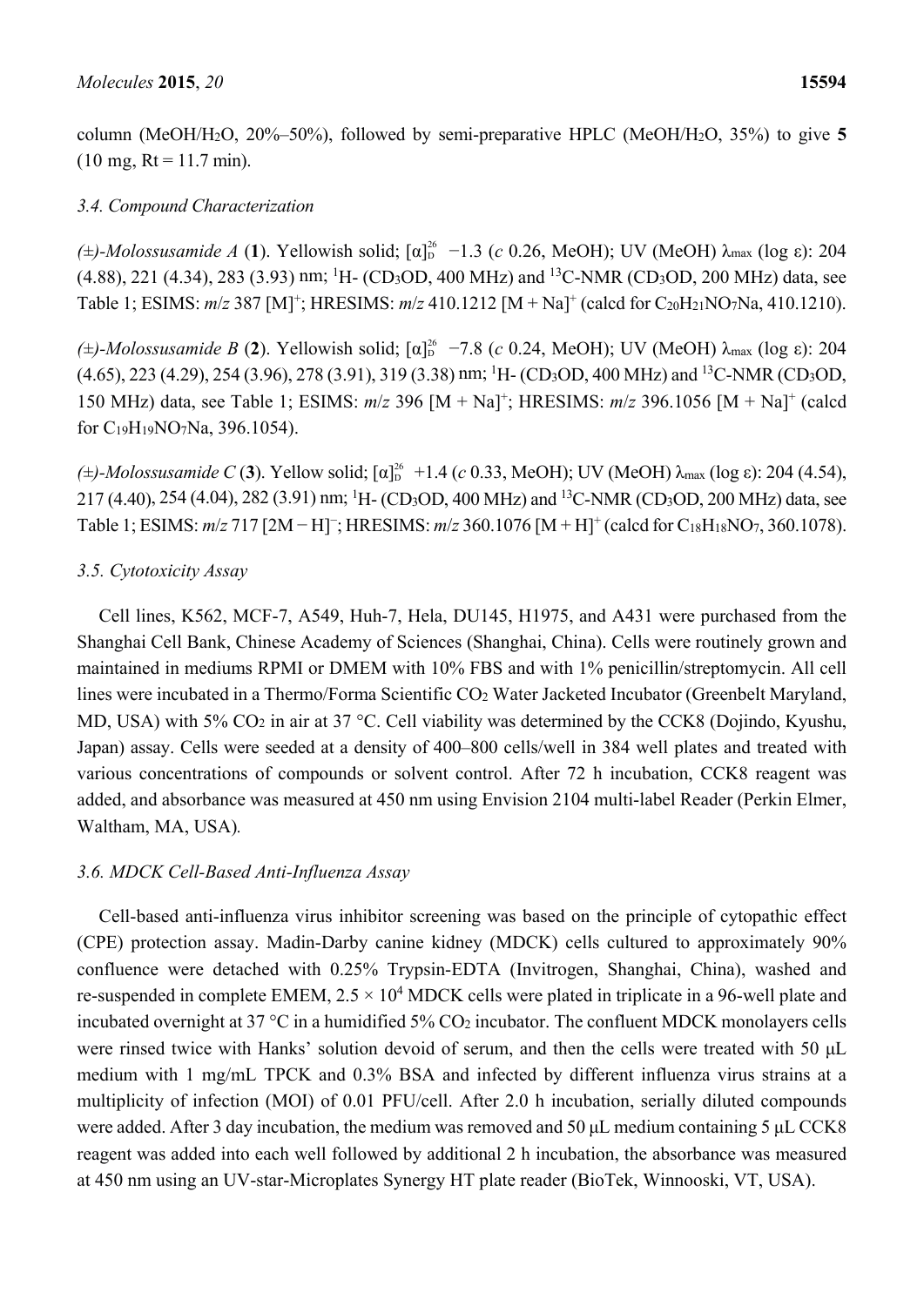column (MeOH/$H_2O$, 20%–50%), followed by semi-preparative HPLC (MeOH/$H_2O$, 35%) to give **5** (10 mg, Rt = 11.7 min).

### 3.4. Compound Characterization

*(±)-Molossusamide A* (**1**). Yellowish solid; $[\alpha]_D^{26}$ −1.3 (*c* 0.26, MeOH); UV (MeOH) $\lambda_{max}$ (log ε): 204 (4.88), 221 (4.34), 283 (3.93) nm; $^1$H- ($CD_3OD$, 400 MHz) and $^{13}$C-NMR ($CD_3OD$, 200 MHz) data, see Table 1; ESIMS: *m/z* 387 $[M]^+$; HRESIMS: *m/z* 410.1212 $[M + Na]^+$ (calcd for $C_{20}H_{21}NO_7Na$, 410.1210).

*(±)-Molossusamide B* (**2**). Yellowish solid; $[\alpha]_D^{26}$ −7.8 (*c* 0.24, MeOH); UV (MeOH) $\lambda_{max}$ (log ε): 204 (4.65), 223 (4.29), 254 (3.96), 278 (3.91), 319 (3.38) nm; $^1$H- ($CD_3OD$, 400 MHz) and $^{13}$C-NMR ($CD_3OD$, 150 MHz) data, see Table 1; ESIMS: *m/z* 396 $[M + Na]^+$; HRESIMS: *m/z* 396.1056 $[M + Na]^+$ (calcd for $C_{19}H_{19}NO_7Na$, 396.1054).

*(±)-Molossusamide C* (**3**). Yellow solid; $[\alpha]_D^{26}$ +1.4 (*c* 0.33, MeOH); UV (MeOH) $\lambda_{max}$ (log ε): 204 (4.54), 217 (4.40), 254 (4.04), 282 (3.91) nm; $^1$H- ($CD_3OD$, 400 MHz) and $^{13}$C-NMR ($CD_3OD$, 200 MHz) data, see Table 1; ESIMS: *m/z* 717 $[2M - H]^-$; HRESIMS: *m/z* 360.1076 $[M + H]^+$ (calcd for $C_{18}H_{18}NO_7$, 360.1078).

### 3.5. Cytotoxicity Assay

Cell lines, K562, MCF-7, A549, Huh-7, Hela, DU145, H1975, and A431 were purchased from the Shanghai Cell Bank, Chinese Academy of Sciences (Shanghai, China). Cells were routinely grown and maintained in mediums RPMI or DMEM with 10% FBS and with 1% penicillin/streptomycin. All cell lines were incubated in a Thermo/Forma Scientific $CO_2$ Water Jacketed Incubator (Greenbelt Maryland, MD, USA) with 5% $CO_2$ in air at 37 °C. Cell viability was determined by the CCK8 (Dojindo, Kyushu, Japan) assay. Cells were seeded at a density of 400–800 cells/well in 384 well plates and treated with various concentrations of compounds or solvent control. After 72 h incubation, CCK8 reagent was added, and absorbance was measured at 450 nm using Envision 2104 multi-label Reader (Perkin Elmer, Waltham, MA, USA).

### 3.6. MDCK Cell-Based Anti-Influenza Assay

Cell-based anti-influenza virus inhibitor screening was based on the principle of cytopathic effect (CPE) protection assay. Madin-Darby canine kidney (MDCK) cells cultured to approximately 90% confluence were detached with 0.25% Trypsin-EDTA (Invitrogen, Shanghai, China), washed and re-suspended in complete EMEM, $2.5 \times 10^4$ MDCK cells were plated in triplicate in a 96-well plate and incubated overnight at 37 °C in a humidified 5% $CO_2$ incubator. The confluent MDCK monolayers cells were rinsed twice with Hanks' solution devoid of serum, and then the cells were treated with 50 μL medium with 1 mg/mL TPCK and 0.3% BSA and infected by different influenza virus strains at a multiplicity of infection (MOI) of 0.01 PFU/cell. After 2.0 h incubation, serially diluted compounds were added. After 3 day incubation, the medium was removed and 50 μL medium containing 5 μL CCK8 reagent was added into each well followed by additional 2 h incubation, the absorbance was measured at 450 nm using an UV-star-Microplates Synergy HT plate reader (BioTek, Winnooski, VT, USA).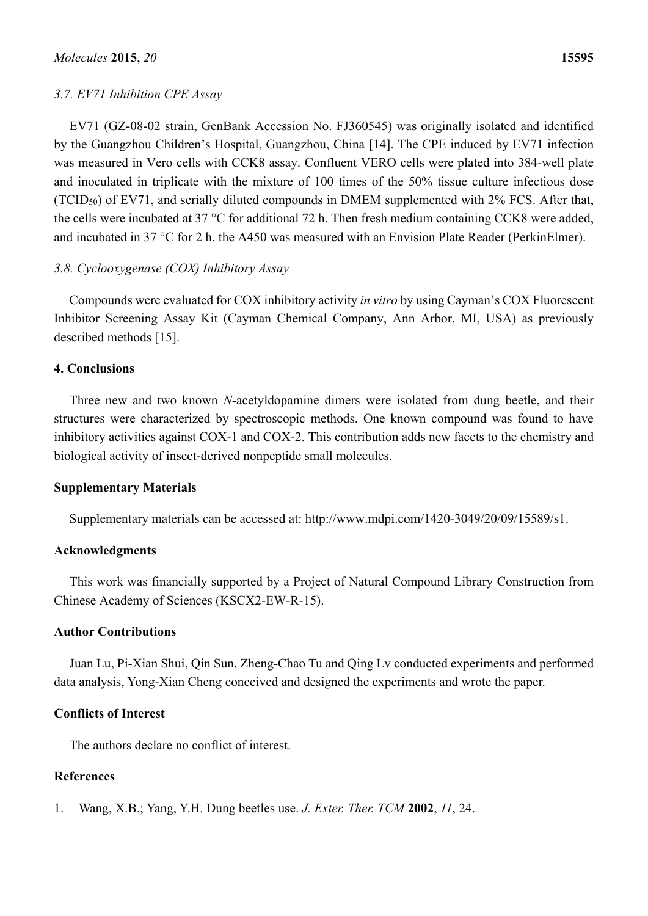### 3.7. EV71 Inhibition CPE Assay

EV71 (GZ-08-02 strain, GenBank Accession No. FJ360545) was originally isolated and identified by the Guangzhou Children's Hospital, Guangzhou, China [14]. The CPE induced by EV71 infection was measured in Vero cells with CCK8 assay. Confluent VERO cells were plated into 384-well plate and inoculated in triplicate with the mixture of 100 times of the 50% tissue culture infectious dose ($TCID_{50}$) of EV71, and serially diluted compounds in DMEM supplemented with 2% FCS. After that, the cells were incubated at 37 °C for additional 72 h. Then fresh medium containing CCK8 were added, and incubated in 37 °C for 2 h. the A450 was measured with an Envision Plate Reader (PerkinElmer).

### 3.8. Cyclooxygenase (COX) Inhibitory Assay

Compounds were evaluated for COX inhibitory activity *in vitro* by using Cayman's COX Fluorescent Inhibitor Screening Assay Kit (Cayman Chemical Company, Ann Arbor, MI, USA) as previously described methods [15].

## 4. Conclusions

Three new and two known *N*-acetyldopamine dimers were isolated from dung beetle, and their structures were characterized by spectroscopic methods. One known compound was found to have inhibitory activities against COX-1 and COX-2. This contribution adds new facets to the chemistry and biological activity of insect-derived nonpeptide small molecules.

## Supplementary Materials

Supplementary materials can be accessed at: http://www.mdpi.com/1420-3049/20/09/15589/s1.

## Acknowledgments

This work was financially supported by a Project of Natural Compound Library Construction from Chinese Academy of Sciences (KSCX2-EW-R-15).

## Author Contributions

Juan Lu, Pi-Xian Shui, Qin Sun, Zheng-Chao Tu and Qing Lv conducted experiments and performed data analysis, Yong-Xian Cheng conceived and designed the experiments and wrote the paper.

## Conflicts of Interest

The authors declare no conflict of interest.

## References

1. Wang, X.B.; Yang, Y.H. Dung beetles use. *J. Exter. Ther. TCM* **2002**, *11*, 24.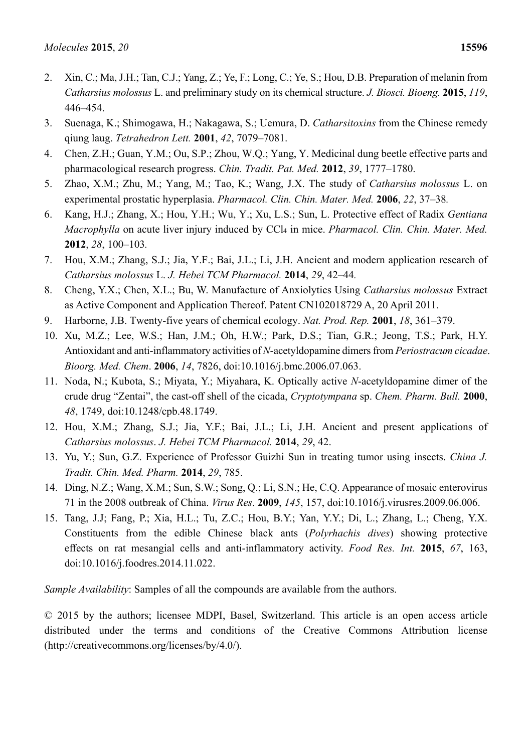2. Xin, C.; Ma, J.H.; Tan, C.J.; Yang, Z.; Ye, F.; Long, C.; Ye, S.; Hou, D.B. Preparation of melanin from *Catharsius molossus* L. and preliminary study on its chemical structure. *J. Biosci. Bioeng.* **2015**, *119*, 446–454.
3. Suenaga, K.; Shimogawa, H.; Nakagawa, S.; Uemura, D. *Catharsitoxins* from the Chinese remedy qiung laug. *Tetrahedron Lett.* **2001**, *42*, 7079–7081.
4. Chen, Z.H.; Guan, Y.M.; Ou, S.P.; Zhou, W.Q.; Yang, Y. Medicinal dung beetle effective parts and pharmacological research progress. *Chin. Tradit. Pat. Med.* **2012**, *39*, 1777–1780.
5. Zhao, X.M.; Zhu, M.; Yang, M.; Tao, K.; Wang, J.X. The study of *Catharsius molossus* L. on experimental prostatic hyperplasia. *Pharmacol. Clin. Chin. Mater. Med.* **2006**, *22*, 37–38.
6. Kang, H.J.; Zhang, X.; Hou, Y.H.; Wu, Y.; Xu, L.S.; Sun, L. Protective effect of Radix *Gentiana Macrophylla* on acute liver injury induced by $CCl_4$ in mice. *Pharmacol. Clin. Chin. Mater. Med.* **2012**, *28*, 100–103.
7. Hou, X.M.; Zhang, S.J.; Jia, Y.F.; Bai, J.L.; Li, J.H. Ancient and modern application research of *Catharsius molossus* L. *J. Hebei TCM Pharmacol.* **2014**, *29*, 42–44.
8. Cheng, Y.X.; Chen, X.L.; Bu, W. Manufacture of Anxiolytics Using *Catharsius molossus* Extract as Active Component and Application Thereof. Patent CN102018729 A, 20 April 2011.
9. Harborne, J.B. Twenty-five years of chemical ecology. *Nat. Prod. Rep.* **2001**, *18*, 361–379.
10. Xu, M.Z.; Lee, W.S.; Han, J.M.; Oh, H.W.; Park, D.S.; Tian, G.R.; Jeong, T.S.; Park, H.Y. Antioxidant and anti-inflammatory activities of *N*-acetyldopamine dimers from *Periostracum cicadae*. *Bioorg. Med. Chem*. **2006**, *14*, 7826, doi:10.1016/j.bmc.2006.07.063.
11. Noda, N.; Kubota, S.; Miyata, Y.; Miyahara, K. Optically active *N*-acetyldopamine dimer of the crude drug "Zentai", the cast-off shell of the cicada, *Cryptotympana* sp. *Chem. Pharm. Bull.* **2000**, *48*, 1749, doi:10.1248/cpb.48.1749.
12. Hou, X.M.; Zhang, S.J.; Jia, Y.F.; Bai, J.L.; Li, J.H. Ancient and present applications of *Catharsius molossus*. *J. Hebei TCM Pharmacol.* **2014**, *29*, 42.
13. Yu, Y.; Sun, G.Z. Experience of Professor Guizhi Sun in treating tumor using insects. *China J. Tradit. Chin. Med. Pharm.* **2014**, *29*, 785.
14. Ding, N.Z.; Wang, X.M.; Sun, S.W.; Song, Q.; Li, S.N.; He, C.Q. Appearance of mosaic enterovirus 71 in the 2008 outbreak of China. *Virus Res*. **2009**, *145*, 157, doi:10.1016/j.virusres.2009.06.006.
15. Tang, J.J; Fang, P.; Xia, H.L.; Tu, Z.C.; Hou, B.Y.; Yan, Y.Y.; Di, L.; Zhang, L.; Cheng, Y.X. Constituents from the edible Chinese black ants (*Polyrhachis dives*) showing protective effects on rat mesangial cells and anti-inflammatory activity. *Food Res. Int.* **2015**, *67*, 163, doi:10.1016/j.foodres.2014.11.022.

*Sample Availability*: Samples of all the compounds are available from the authors.

© 2015 by the authors; licensee MDPI, Basel, Switzerland. This article is an open access article distributed under the terms and conditions of the Creative Commons Attribution license (http://creativecommons.org/licenses/by/4.0/).